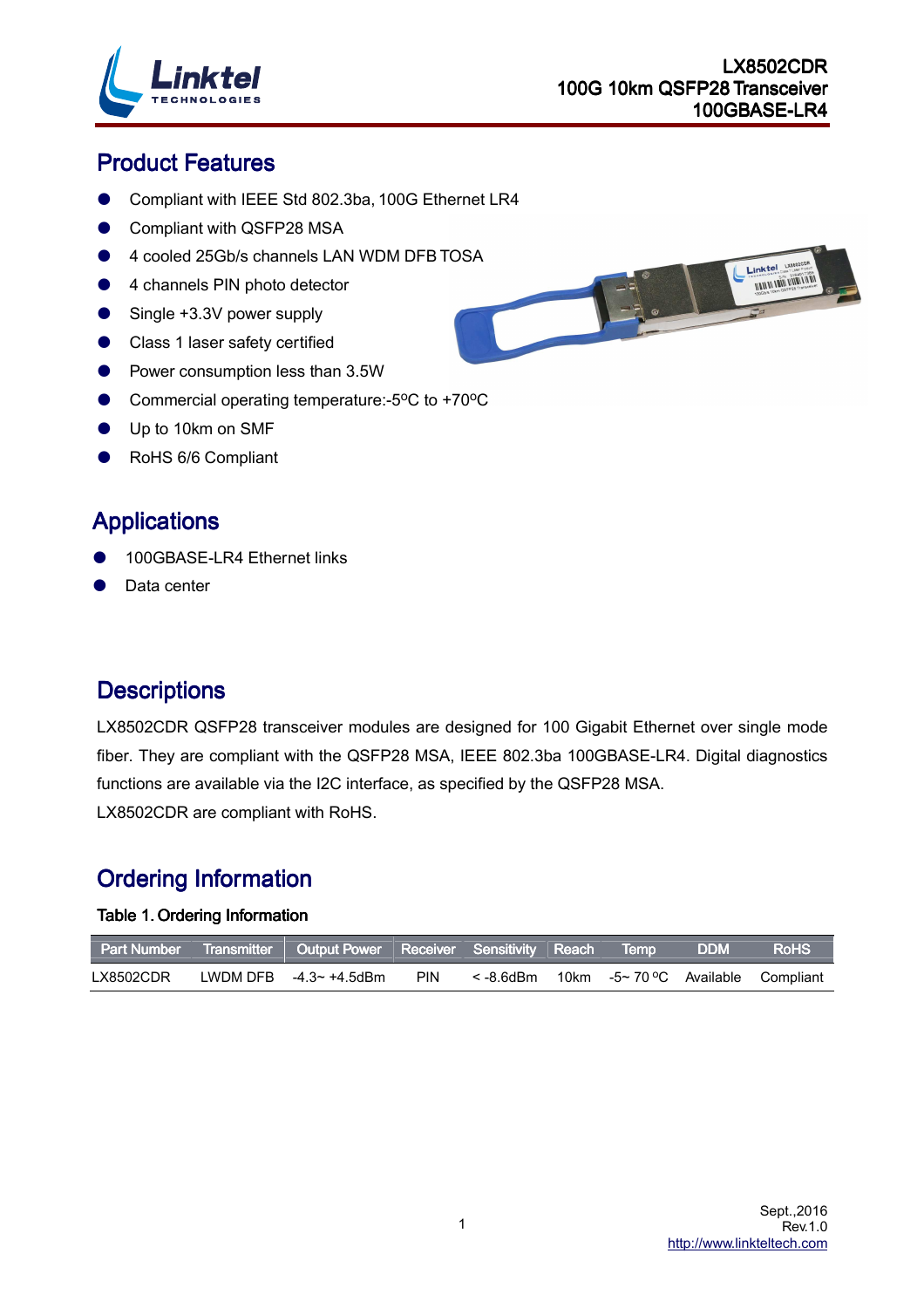LX8502CDR
100G 10km QSFP28 Transceiver
100GBASE-LR4

## Product Features

- Compliant with IEEE Std 802.3ba, 100G Ethernet LR4
- Compliant with QSFP28 MSA
- 4 cooled 25Gb/s channels LAN WDM DFB TOSA
- 4 channels PIN photo detector
- Single +3.3V power supply
- Class 1 laser safety certified
- Power consumption less than 3.5W
- Commercial operating temperature:-5ºC to +70ºC
- Up to 10km on SMF
- RoHS 6/6 Compliant

## Applications

- 100GBASE-LR4 Ethernet links
- Data center

## Descriptions

LX8502CDR QSFP28 transceiver modules are designed for 100 Gigabit Ethernet over single mode fiber. They are compliant with the QSFP28 MSA, IEEE 802.3ba 100GBASE-LR4. Digital diagnostics functions are available via the I2C interface, as specified by the QSFP28 MSA.

LX8502CDR are compliant with RoHS.

## Ordering Information

**Table 1. Ordering Information**

| Part Number | Transmitter | Output Power | Receiver | Sensitivity | Reach | Temp | DDM | RoHS |
|---|---|---|---|---|---|---|---|---|
| LX8502CDR | LWDM DFB | -4.3~ +4.5dBm | PIN | < -8.6dBm | 10km | -5~ 70 ºC | Available | Compliant |

Sept.,2016
Rev.1.0
http://www.linkteltech.com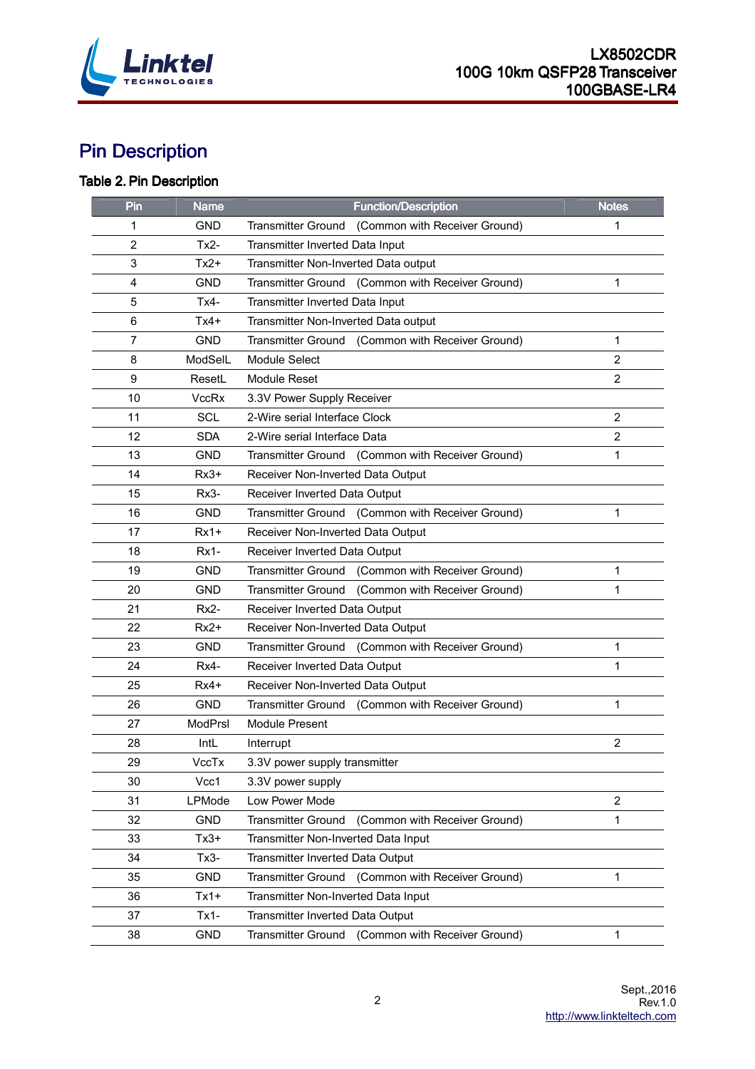# Pin Description

### Table 2. Pin Description

| Pin | Name | Function/Description | Notes |
|---|---|---|---|
| 1 | GND | Transmitter Ground (Common with Receiver Ground) | 1 |
| 2 | Tx2- | Transmitter Inverted Data Input | |
| 3 | Tx2+ | Transmitter Non-Inverted Data output | |
| 4 | GND | Transmitter Ground (Common with Receiver Ground) | 1 |
| 5 | Tx4- | Transmitter Inverted Data Input | |
| 6 | Tx4+ | Transmitter Non-Inverted Data output | |
| 7 | GND | Transmitter Ground (Common with Receiver Ground) | 1 |
| 8 | ModSelL | Module Select | 2 |
| 9 | ResetL | Module Reset | 2 |
| 10 | VccRx | 3.3V Power Supply Receiver | |
| 11 | SCL | 2-Wire serial Interface Clock | 2 |
| 12 | SDA | 2-Wire serial Interface Data | 2 |
| 13 | GND | Transmitter Ground (Common with Receiver Ground) | 1 |
| 14 | Rx3+ | Receiver Non-Inverted Data Output | |
| 15 | Rx3- | Receiver Inverted Data Output | |
| 16 | GND | Transmitter Ground (Common with Receiver Ground) | 1 |
| 17 | Rx1+ | Receiver Non-Inverted Data Output | |
| 18 | Rx1- | Receiver Inverted Data Output | |
| 19 | GND | Transmitter Ground (Common with Receiver Ground) | 1 |
| 20 | GND | Transmitter Ground (Common with Receiver Ground) | 1 |
| 21 | Rx2- | Receiver Inverted Data Output | |
| 22 | Rx2+ | Receiver Non-Inverted Data Output | |
| 23 | GND | Transmitter Ground (Common with Receiver Ground) | 1 |
| 24 | Rx4- | Receiver Inverted Data Output | 1 |
| 25 | Rx4+ | Receiver Non-Inverted Data Output | |
| 26 | GND | Transmitter Ground (Common with Receiver Ground) | 1 |
| 27 | ModPrsl | Module Present | |
| 28 | IntL | Interrupt | 2 |
| 29 | VccTx | 3.3V power supply transmitter | |
| 30 | Vcc1 | 3.3V power supply | |
| 31 | LPMode | Low Power Mode | 2 |
| 32 | GND | Transmitter Ground (Common with Receiver Ground) | 1 |
| 33 | Tx3+ | Transmitter Non-Inverted Data Input | |
| 34 | Tx3- | Transmitter Inverted Data Output | |
| 35 | GND | Transmitter Ground (Common with Receiver Ground) | 1 |
| 36 | Tx1+ | Transmitter Non-Inverted Data Input | |
| 37 | Tx1- | Transmitter Inverted Data Output | |
| 38 | GND | Transmitter Ground (Common with Receiver Ground) | 1 |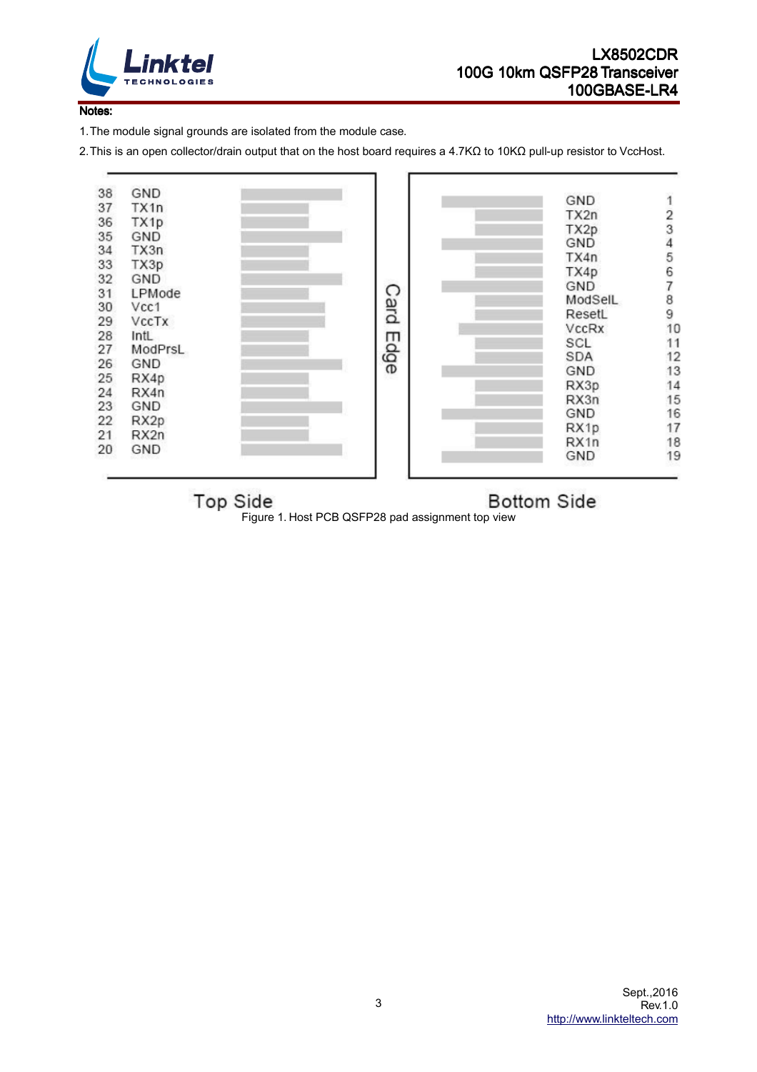**Notes:**

1. The module signal grounds are isolated from the module case.
2. This is an open collector/drain output that on the host board requires a 4.7KΩ to 10KΩ pull-up resistor to VccHost.

| Top Side Pin | Top Side Name | Bottom Side Name | Bottom Side Pin |
|---|---|---|---|
| 38 | GND | GND | 1 |
| 37 | TX1n | TX2n | 2 |
| 36 | TX1p | TX2p | 3 |
| 35 | GND | GND | 4 |
| 34 | TX3n | TX4n | 5 |
| 33 | TX3p | TX4p | 6 |
| 32 | GND | GND | 7 |
| 31 | LPMode | ModSelL | 8 |
| 30 | Vcc1 | ResetL | 9 |
| 29 | VccTx | VccRx | 10 |
| 28 | IntL | SCL | 11 |
| 27 | ModPrsL | SDA | 12 |
| 26 | GND | GND | 13 |
| 25 | RX4p | RX3p | 14 |
| 24 | RX4n | RX3n | 15 |
| 23 | GND | GND | 16 |
| 22 | RX2p | RX1p | 17 |
| 21 | RX2n | RX1n | 18 |
| 20 | GND | GND | 19 |

Card Edge

Top Side    Bottom Side

Figure 1. Host PCB QSFP28 pad assignment top view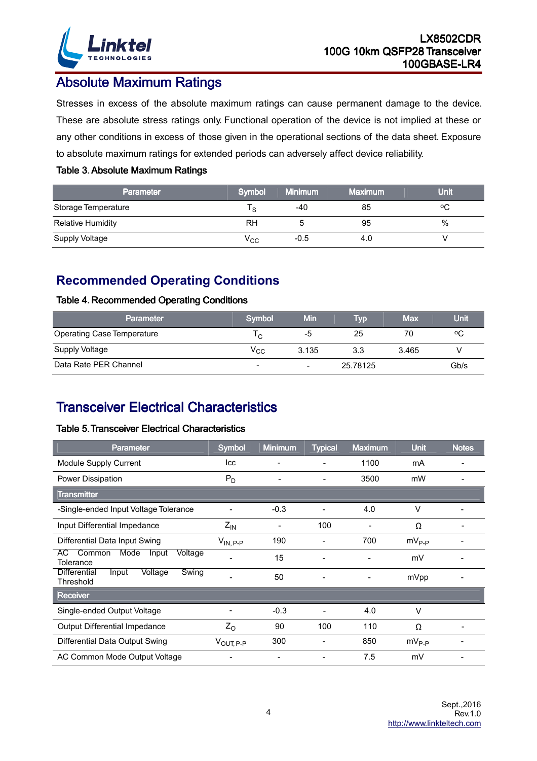## Absolute Maximum Ratings

Stresses in excess of the absolute maximum ratings can cause permanent damage to the device. These are absolute stress ratings only. Functional operation of the device is not implied at these or any other conditions in excess of those given in the operational sections of the data sheet. Exposure to absolute maximum ratings for extended periods can adversely affect device reliability.

**Table 3. Absolute Maximum Ratings**

| Parameter | Symbol | Minimum | Maximum | Unit |
|---|---|---|---|---|
| Storage Temperature | $T_S$ | -40 | 85 | ºC |
| Relative Humidity | RH | 5 | 95 | % |
| Supply Voltage | $V_{CC}$ | -0.5 | 4.0 | V |

## Recommended Operating Conditions

**Table 4. Recommended Operating Conditions**

| Parameter | Symbol | Min | Typ | Max | Unit |
|---|---|---|---|---|---|
| Operating Case Temperature | $T_C$ | -5 | 25 | 70 | ºC |
| Supply Voltage | $V_{CC}$ | 3.135 | 3.3 | 3.465 | V |
| Data Rate PER Channel | - | - | 25.78125 | | Gb/s |

## Transceiver Electrical Characteristics

**Table 5. Transceiver Electrical Characteristics**

| Parameter | Symbol | Minimum | Typical | Maximum | Unit | Notes |
|---|---|---|---|---|---|---|
| Module Supply Current | Icc | - | - | 1100 | mA | - |
| Power Dissipation | $P_D$ | - | - | 3500 | mW | - |
| **Transmitter** | | | | | | |
| -Single-ended Input Voltage Tolerance | - | -0.3 | - | 4.0 | V | - |
| Input Differential Impedance | $Z_{IN}$ | - | 100 | - | Ω | - |
| Differential Data Input Swing | $V_{IN,\ P-P}$ | 190 | - | 700 | $mV_{P-P}$ | - |
| AC Common Mode Input Voltage Tolerance | - | 15 | - | - | mV | - |
| Differential Input Voltage Swing Threshold | - | 50 | - | - | mVpp | - |
| **Receiver** | | | | | | |
| Single-ended Output Voltage | - | -0.3 | - | 4.0 | V | |
| Output Differential Impedance | $Z_O$ | 90 | 100 | 110 | Ω | - |
| Differential Data Output Swing | $V_{OUT,\ P-P}$ | 300 | - | 850 | $mV_{P-P}$ | - |
| AC Common Mode Output Voltage | - | - | - | 7.5 | mV | - |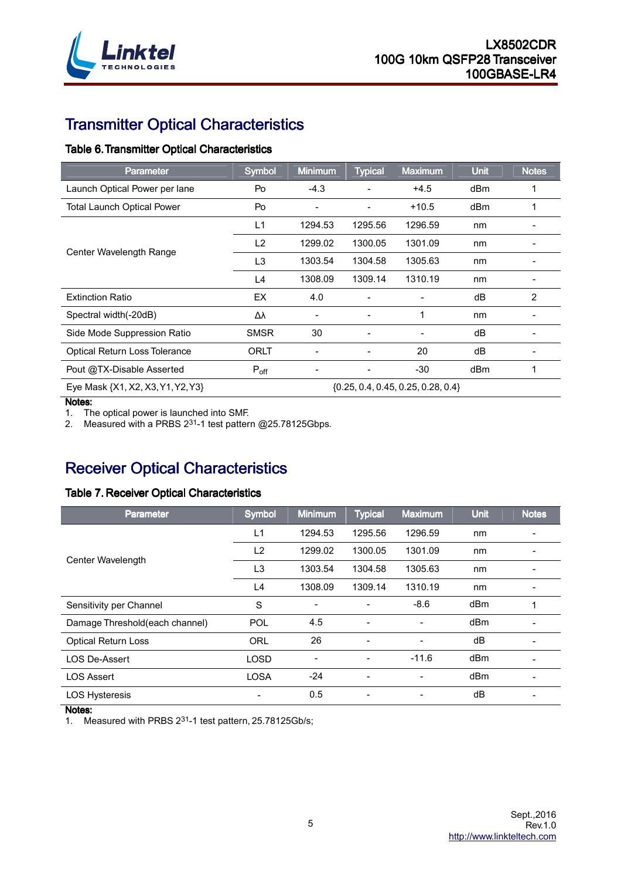## Transmitter Optical Characteristics

### Table 6. Transmitter Optical Characteristics

| Parameter | Symbol | Minimum | Typical | Maximum | Unit | Notes |
|---|---|---|---|---|---|---|
| Launch Optical Power per lane | Po | -4.3 | - | +4.5 | dBm | 1 |
| Total Launch Optical Power | Po | - | - | +10.5 | dBm | 1 |
| Center Wavelength Range | L1 | 1294.53 | 1295.56 | 1296.59 | nm | - |
| | L2 | 1299.02 | 1300.05 | 1301.09 | nm | - |
| | L3 | 1303.54 | 1304.58 | 1305.63 | nm | - |
| | L4 | 1308.09 | 1309.14 | 1310.19 | nm | - |
| Extinction Ratio | EX | 4.0 | - | - | dB | 2 |
| Spectral width(-20dB) | Δλ | - | - | 1 | nm | - |
| Side Mode Suppression Ratio | SMSR | 30 | - | - | dB | - |
| Optical Return Loss Tolerance | ORLT | - | - | 20 | dB | - |
| Pout @TX-Disable Asserted | $P_{off}$ | - | - | -30 | dBm | 1 |
| Eye Mask {X1, X2, X3, Y1, Y2, Y3} | {0.25, 0.4, 0.45, 0.25, 0.28, 0.4} | | | | | |

**Notes:**

1. The optical power is launched into SMF.
2. Measured with a PRBS $2^{31}$-1 test pattern @25.78125Gbps.

## Receiver Optical Characteristics

### Table 7. Receiver Optical Characteristics

| Parameter | Symbol | Minimum | Typical | Maximum | Unit | Notes |
|---|---|---|---|---|---|---|
| Center Wavelength | L1 | 1294.53 | 1295.56 | 1296.59 | nm | - |
| | L2 | 1299.02 | 1300.05 | 1301.09 | nm | - |
| | L3 | 1303.54 | 1304.58 | 1305.63 | nm | - |
| | L4 | 1308.09 | 1309.14 | 1310.19 | nm | - |
| Sensitivity per Channel | S | - | - | -8.6 | dBm | 1 |
| Damage Threshold(each channel) | POL | 4.5 | - | - | dBm | - |
| Optical Return Loss | ORL | 26 | - | - | dB | - |
| LOS De-Assert | LOSD | - | - | -11.6 | dBm | - |
| LOS Assert | LOSA | -24 | - | - | dBm | - |
| LOS Hysteresis | - | 0.5 | - | - | dB | - |

**Notes:**

1. Measured with PRBS $2^{31}$-1 test pattern, 25.78125Gb/s;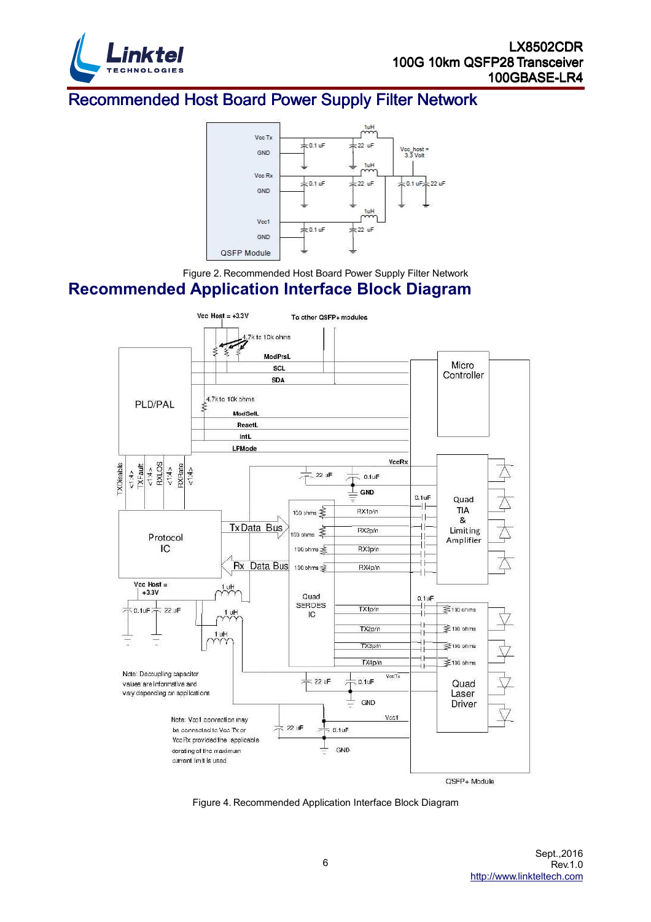## Recommended Host Board Power Supply Filter Network

Figure 2. Recommended Host Board Power Supply Filter Network

## Recommended Application Interface Block Diagram

Figure 4. Recommended Application Interface Block Diagram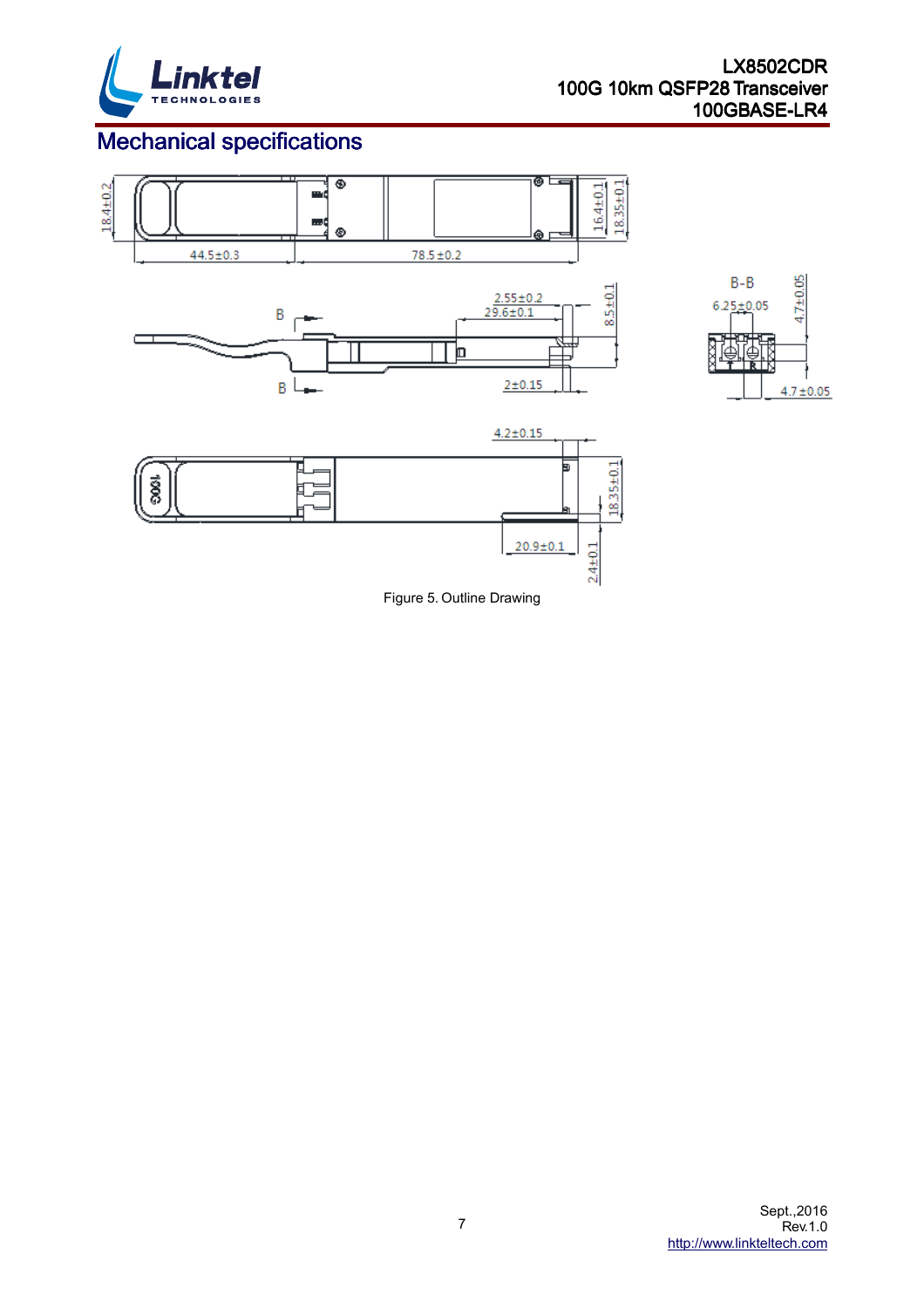# Mechanical specifications

Figure 5. Outline Drawing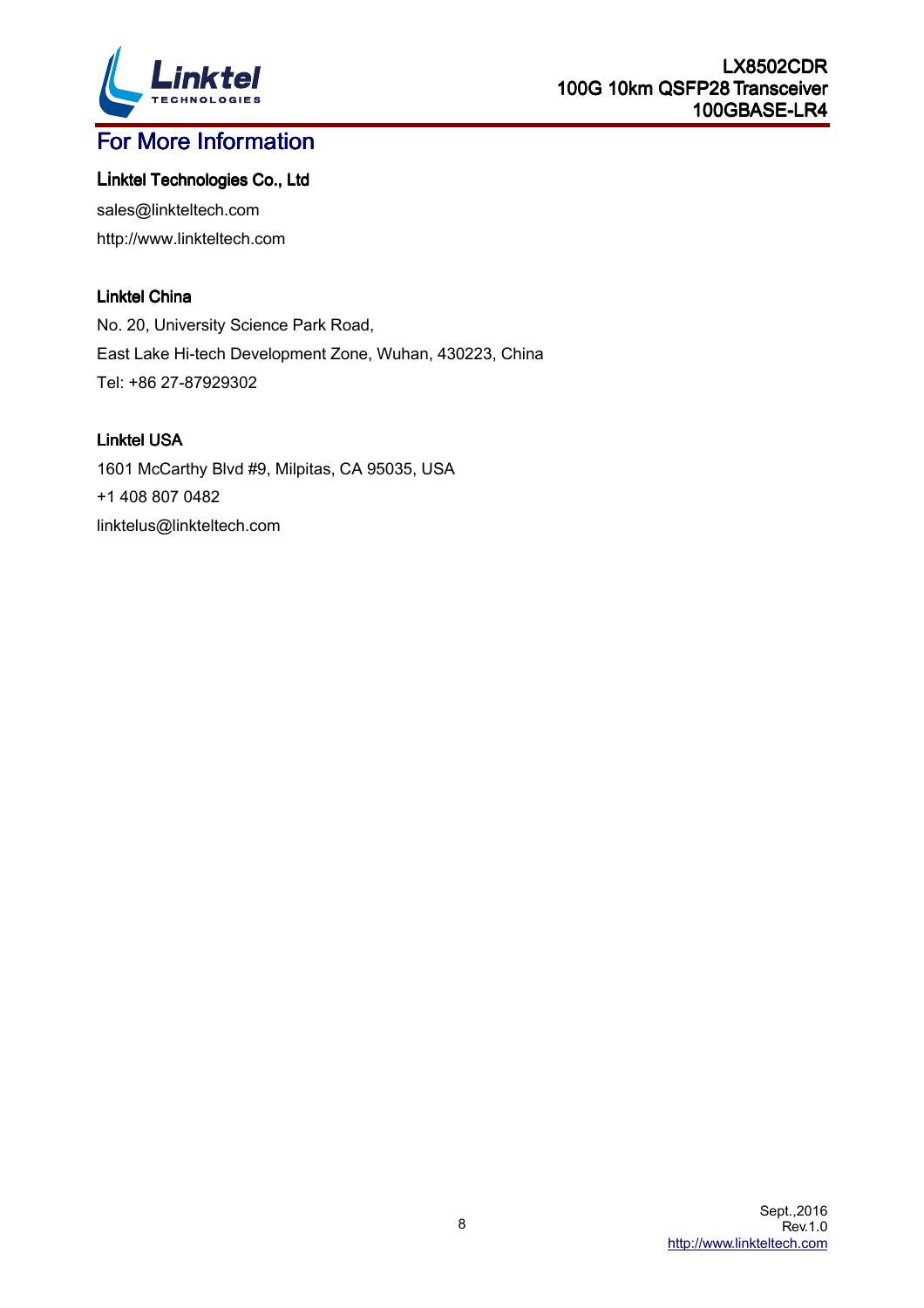## For More Information

**Linktel Technologies Co., Ltd**

sales@linkteltech.com

http://www.linkteltech.com

**Linktel China**

No. 20, University Science Park Road,

East Lake Hi-tech Development Zone, Wuhan, 430223, China

Tel: +86 27-87929302

**Linktel USA**

1601 McCarthy Blvd #9, Milpitas, CA 95035, USA

+1 408 807 0482

linktelus@linkteltech.com